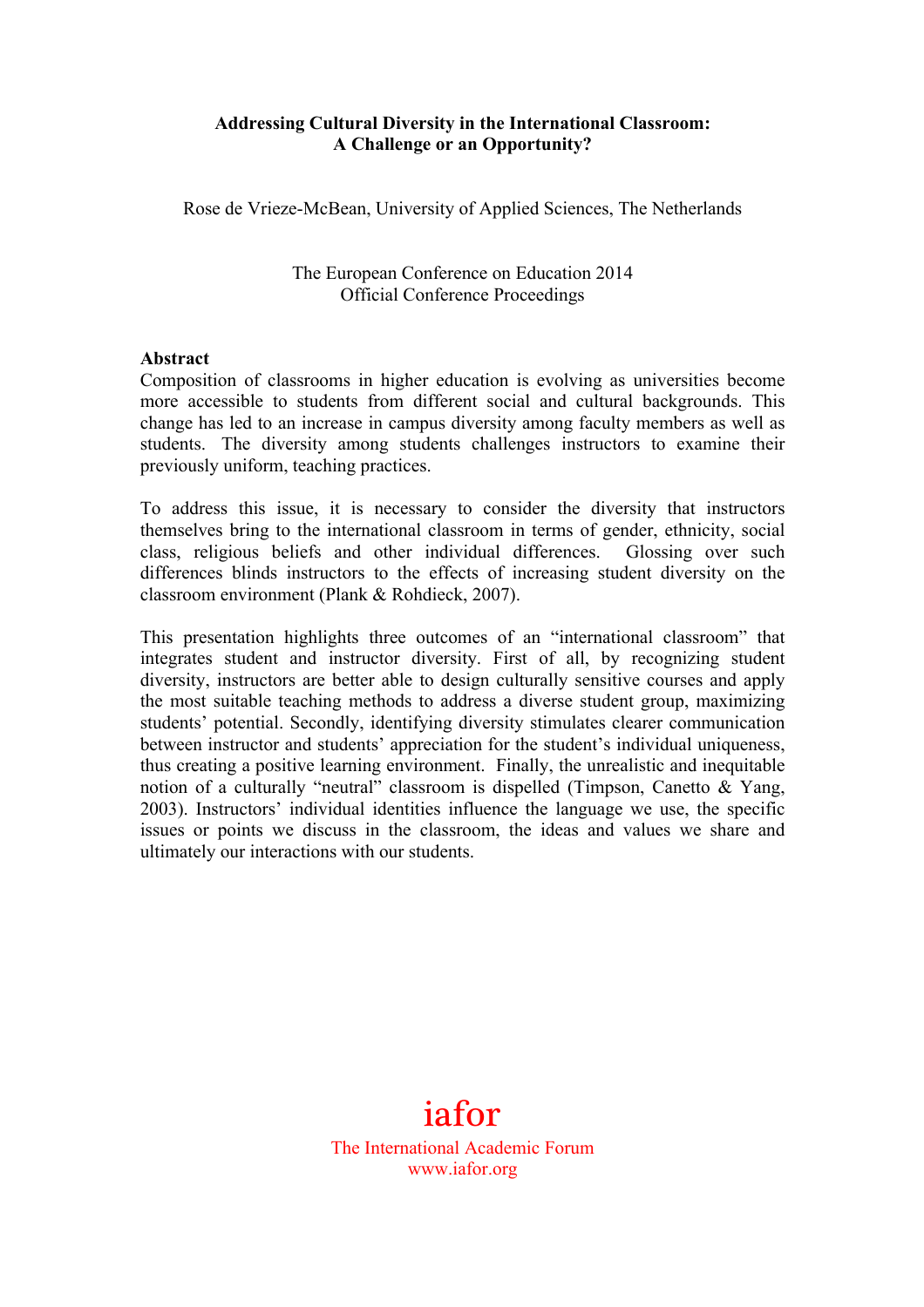# Addressing Cultural Diversity in the International Classroom: A Challenge or an Opportunity?

Rose de Vrieze-McBean, University of Applied Sciences, The Netherlands

The European Conference on Education 2014
Official Conference Proceedings

## Abstract

Composition of classrooms in higher education is evolving as universities become more accessible to students from different social and cultural backgrounds. This change has led to an increase in campus diversity among faculty members as well as students. The diversity among students challenges instructors to examine their previously uniform, teaching practices.

To address this issue, it is necessary to consider the diversity that instructors themselves bring to the international classroom in terms of gender, ethnicity, social class, religious beliefs and other individual differences. Glossing over such differences blinds instructors to the effects of increasing student diversity on the classroom environment (Plank & Rohdieck, 2007).

This presentation highlights three outcomes of an "international classroom" that integrates student and instructor diversity. First of all, by recognizing student diversity, instructors are better able to design culturally sensitive courses and apply the most suitable teaching methods to address a diverse student group, maximizing students' potential. Secondly, identifying diversity stimulates clearer communication between instructor and students' appreciation for the student's individual uniqueness, thus creating a positive learning environment. Finally, the unrealistic and inequitable notion of a culturally "neutral" classroom is dispelled (Timpson, Canetto & Yang, 2003). Instructors' individual identities influence the language we use, the specific issues or points we discuss in the classroom, the ideas and values we share and ultimately our interactions with our students.

iafor
The International Academic Forum
www.iafor.org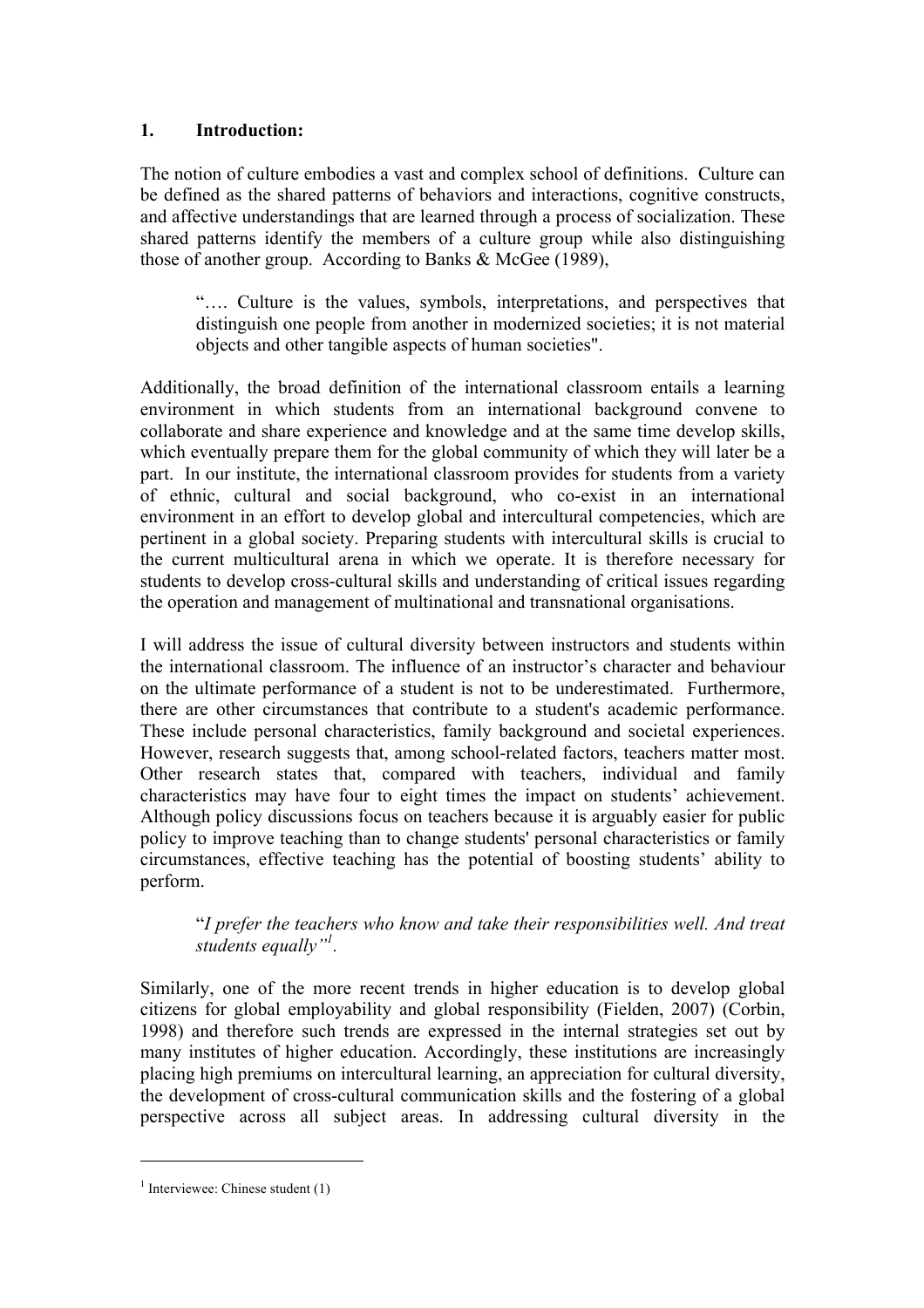## 1. Introduction:

The notion of culture embodies a vast and complex school of definitions. Culture can be defined as the shared patterns of behaviors and interactions, cognitive constructs, and affective understandings that are learned through a process of socialization. These shared patterns identify the members of a culture group while also distinguishing those of another group. According to Banks & McGee (1989),

> "…. Culture is the values, symbols, interpretations, and perspectives that distinguish one people from another in modernized societies; it is not material objects and other tangible aspects of human societies".

Additionally, the broad definition of the international classroom entails a learning environment in which students from an international background convene to collaborate and share experience and knowledge and at the same time develop skills, which eventually prepare them for the global community of which they will later be a part. In our institute, the international classroom provides for students from a variety of ethnic, cultural and social background, who co-exist in an international environment in an effort to develop global and intercultural competencies, which are pertinent in a global society. Preparing students with intercultural skills is crucial to the current multicultural arena in which we operate. It is therefore necessary for students to develop cross-cultural skills and understanding of critical issues regarding the operation and management of multinational and transnational organisations.

I will address the issue of cultural diversity between instructors and students within the international classroom. The influence of an instructor's character and behaviour on the ultimate performance of a student is not to be underestimated. Furthermore, there are other circumstances that contribute to a student's academic performance. These include personal characteristics, family background and societal experiences. However, research suggests that, among school-related factors, teachers matter most. Other research states that, compared with teachers, individual and family characteristics may have four to eight times the impact on students' achievement. Although policy discussions focus on teachers because it is arguably easier for public policy to improve teaching than to change students' personal characteristics or family circumstances, effective teaching has the potential of boosting students' ability to perform.

> "*I prefer the teachers who know and take their responsibilities well. And treat students equally"*[1].

Similarly, one of the more recent trends in higher education is to develop global citizens for global employability and global responsibility (Fielden, 2007) (Corbin, 1998) and therefore such trends are expressed in the internal strategies set out by many institutes of higher education. Accordingly, these institutions are increasingly placing high premiums on intercultural learning, an appreciation for cultural diversity, the development of cross-cultural communication skills and the fostering of a global perspective across all subject areas. In addressing cultural diversity in the

[1] Interviewee: Chinese student (1)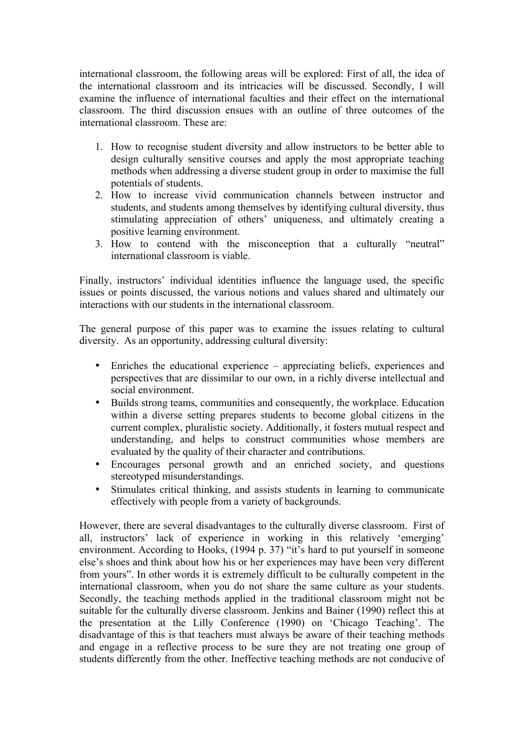international classroom, the following areas will be explored: First of all, the idea of the international classroom and its intricacies will be discussed. Secondly, I will examine the influence of international faculties and their effect on the international classroom. The third discussion ensues with an outline of three outcomes of the international classroom. These are:

1. How to recognise student diversity and allow instructors to be better able to design culturally sensitive courses and apply the most appropriate teaching methods when addressing a diverse student group in order to maximise the full potentials of students.
2. How to increase vivid communication channels between instructor and students, and students among themselves by identifying cultural diversity, thus stimulating appreciation of others' uniqueness, and ultimately creating a positive learning environment.
3. How to contend with the misconception that a culturally "neutral" international classroom is viable.

Finally, instructors' individual identities influence the language used, the specific issues or points discussed, the various notions and values shared and ultimately our interactions with our students in the international classroom.

The general purpose of this paper was to examine the issues relating to cultural diversity. As an opportunity, addressing cultural diversity:

- Enriches the educational experience – appreciating beliefs, experiences and perspectives that are dissimilar to our own, in a richly diverse intellectual and social environment.
- Builds strong teams, communities and consequently, the workplace. Education within a diverse setting prepares students to become global citizens in the current complex, pluralistic society. Additionally, it fosters mutual respect and understanding, and helps to construct communities whose members are evaluated by the quality of their character and contributions.
- Encourages personal growth and an enriched society, and questions stereotyped misunderstandings.
- Stimulates critical thinking, and assists students in learning to communicate effectively with people from a variety of backgrounds.

However, there are several disadvantages to the culturally diverse classroom. First of all, instructors' lack of experience in working in this relatively 'emerging' environment. According to Hooks, (1994 p. 37) "it's hard to put yourself in someone else's shoes and think about how his or her experiences may have been very different from yours". In other words it is extremely difficult to be culturally competent in the international classroom, when you do not share the same culture as your students. Secondly, the teaching methods applied in the traditional classroom might not be suitable for the culturally diverse classroom. Jenkins and Bainer (1990) reflect this at the presentation at the Lilly Conference (1990) on 'Chicago Teaching'. The disadvantage of this is that teachers must always be aware of their teaching methods and engage in a reflective process to be sure they are not treating one group of students differently from the other. Ineffective teaching methods are not conducive of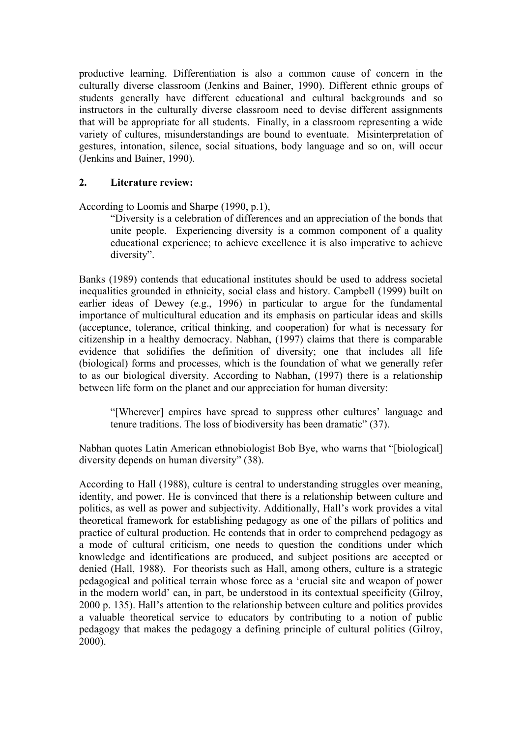productive learning. Differentiation is also a common cause of concern in the culturally diverse classroom (Jenkins and Bainer, 1990). Different ethnic groups of students generally have different educational and cultural backgrounds and so instructors in the culturally diverse classroom need to devise different assignments that will be appropriate for all students. Finally, in a classroom representing a wide variety of cultures, misunderstandings are bound to eventuate. Misinterpretation of gestures, intonation, silence, social situations, body language and so on, will occur (Jenkins and Bainer, 1990).

## 2. Literature review:

According to Loomis and Sharpe (1990, p.1),

> "Diversity is a celebration of differences and an appreciation of the bonds that unite people. Experiencing diversity is a common component of a quality educational experience; to achieve excellence it is also imperative to achieve diversity".

Banks (1989) contends that educational institutes should be used to address societal inequalities grounded in ethnicity, social class and history. Campbell (1999) built on earlier ideas of Dewey (e.g., 1996) in particular to argue for the fundamental importance of multicultural education and its emphasis on particular ideas and skills (acceptance, tolerance, critical thinking, and cooperation) for what is necessary for citizenship in a healthy democracy. Nabhan, (1997) claims that there is comparable evidence that solidifies the definition of diversity; one that includes all life (biological) forms and processes, which is the foundation of what we generally refer to as our biological diversity. According to Nabhan, (1997) there is a relationship between life form on the planet and our appreciation for human diversity:

> "[Wherever] empires have spread to suppress other cultures' language and tenure traditions. The loss of biodiversity has been dramatic" (37).

Nabhan quotes Latin American ethnobiologist Bob Bye, who warns that "[biological] diversity depends on human diversity" (38).

According to Hall (1988), culture is central to understanding struggles over meaning, identity, and power. He is convinced that there is a relationship between culture and politics, as well as power and subjectivity. Additionally, Hall's work provides a vital theoretical framework for establishing pedagogy as one of the pillars of politics and practice of cultural production. He contends that in order to comprehend pedagogy as a mode of cultural criticism, one needs to question the conditions under which knowledge and identifications are produced, and subject positions are accepted or denied (Hall, 1988). For theorists such as Hall, among others, culture is a strategic pedagogical and political terrain whose force as a 'crucial site and weapon of power in the modern world' can, in part, be understood in its contextual specificity (Gilroy, 2000 p. 135). Hall's attention to the relationship between culture and politics provides a valuable theoretical service to educators by contributing to a notion of public pedagogy that makes the pedagogy a defining principle of cultural politics (Gilroy, 2000).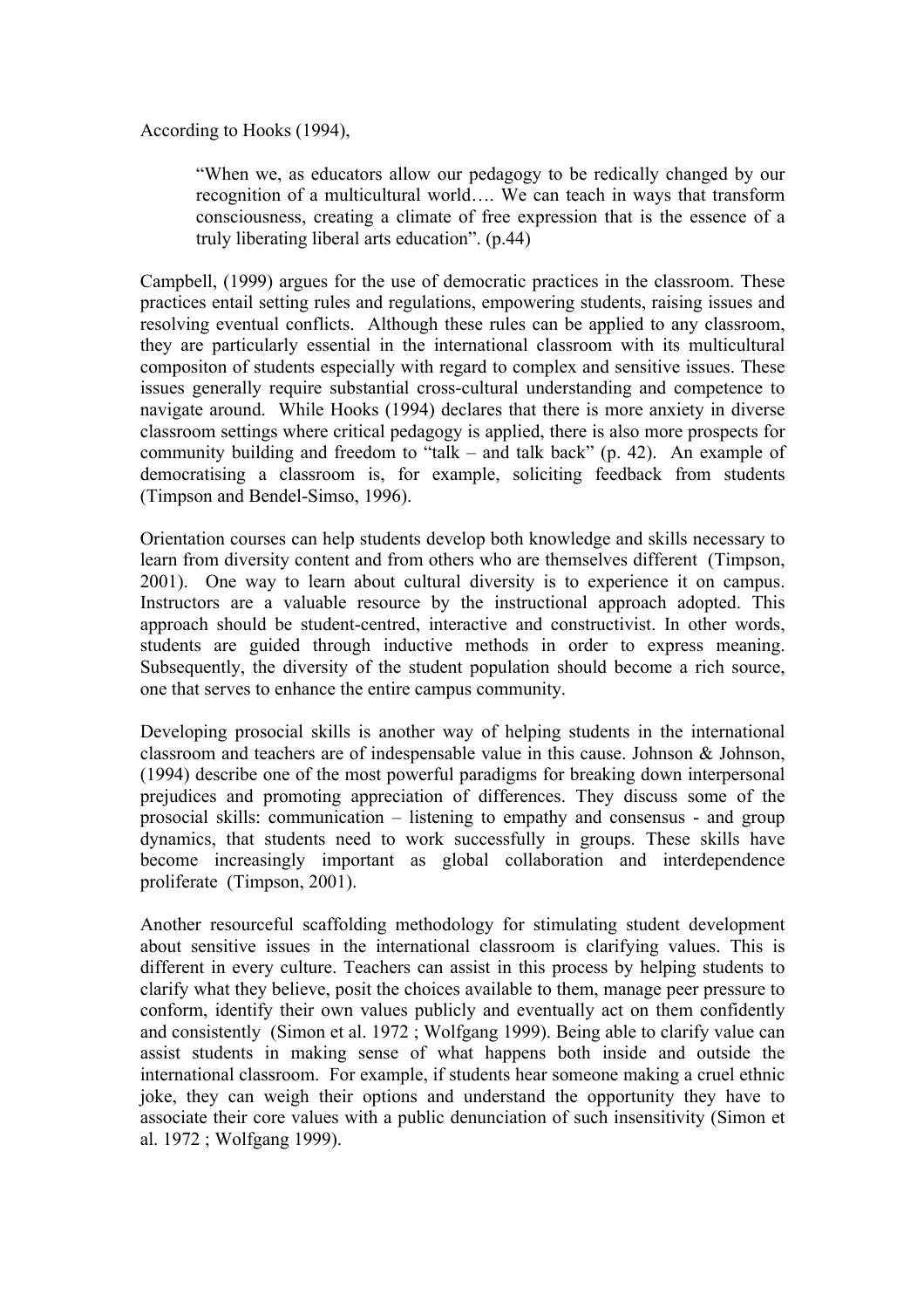According to Hooks (1994),

> "When we, as educators allow our pedagogy to be redically changed by our recognition of a multicultural world…. We can teach in ways that transform consciousness, creating a climate of free expression that is the essence of a truly liberating liberal arts education". (p.44)

Campbell, (1999) argues for the use of democratic practices in the classroom. These practices entail setting rules and regulations, empowering students, raising issues and resolving eventual conflicts. Although these rules can be applied to any classroom, they are particularly essential in the international classroom with its multicultural compositon of students especially with regard to complex and sensitive issues. These issues generally require substantial cross-cultural understanding and competence to navigate around. While Hooks (1994) declares that there is more anxiety in diverse classroom settings where critical pedagogy is applied, there is also more prospects for community building and freedom to "talk – and talk back" (p. 42). An example of democratising a classroom is, for example, soliciting feedback from students (Timpson and Bendel-Simso, 1996).

Orientation courses can help students develop both knowledge and skills necessary to learn from diversity content and from others who are themselves different (Timpson, 2001). One way to learn about cultural diversity is to experience it on campus. Instructors are a valuable resource by the instructional approach adopted. This approach should be student-centred, interactive and constructivist. In other words, students are guided through inductive methods in order to express meaning. Subsequently, the diversity of the student population should become a rich source, one that serves to enhance the entire campus community.

Developing prosocial skills is another way of helping students in the international classroom and teachers are of indespensable value in this cause. Johnson & Johnson, (1994) describe one of the most powerful paradigms for breaking down interpersonal prejudices and promoting appreciation of differences. They discuss some of the prosocial skills: communication – listening to empathy and consensus - and group dynamics, that students need to work successfully in groups. These skills have become increasingly important as global collaboration and interdependence proliferate (Timpson, 2001).

Another resourceful scaffolding methodology for stimulating student development about sensitive issues in the international classroom is clarifying values. This is different in every culture. Teachers can assist in this process by helping students to clarify what they believe, posit the choices available to them, manage peer pressure to conform, identify their own values publicly and eventually act on them confidently and consistently (Simon et al. 1972 ; Wolfgang 1999). Being able to clarify value can assist students in making sense of what happens both inside and outside the international classroom. For example, if students hear someone making a cruel ethnic joke, they can weigh their options and understand the opportunity they have to associate their core values with a public denunciation of such insensitivity (Simon et al. 1972 ; Wolfgang 1999).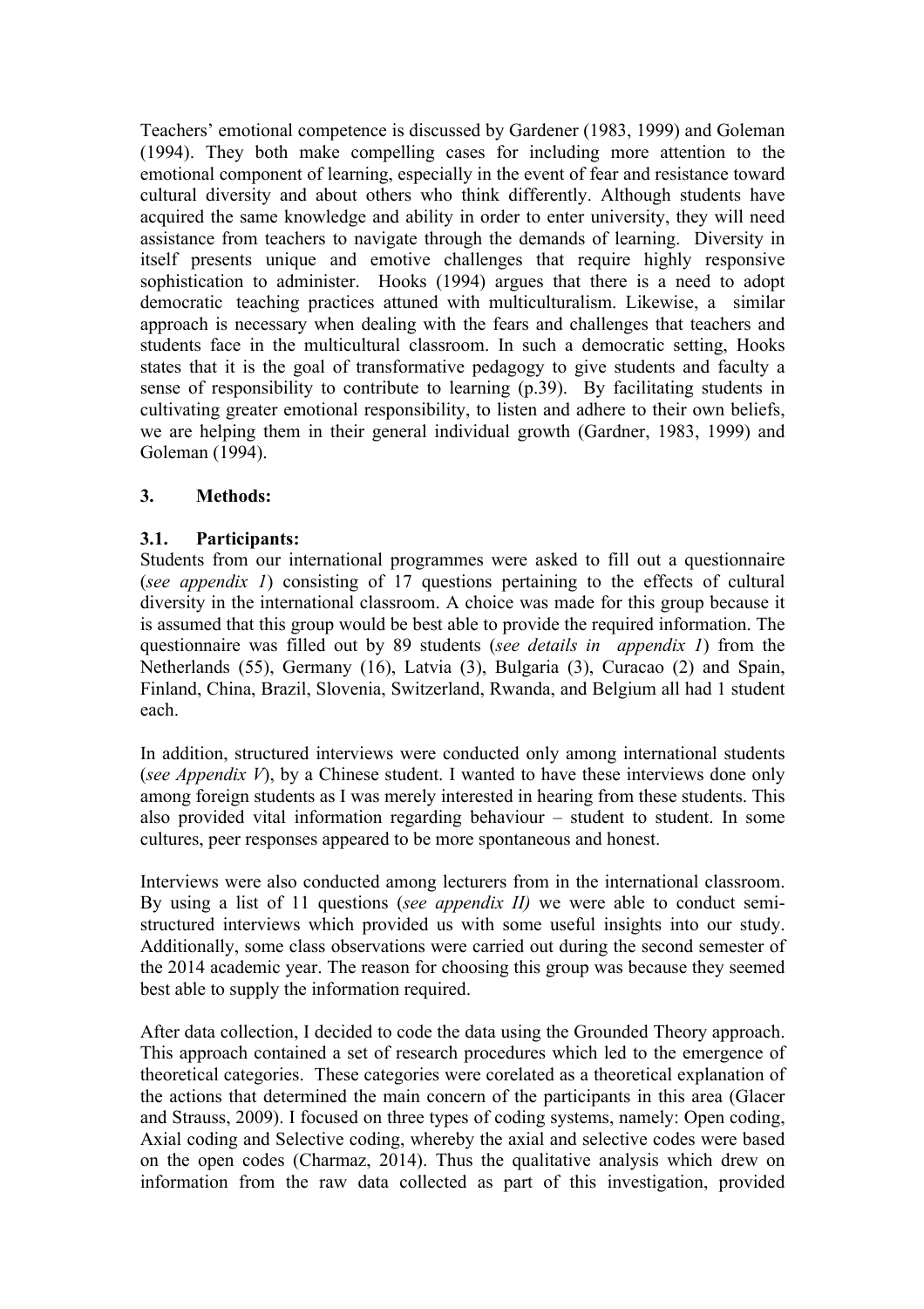Teachers' emotional competence is discussed by Gardener (1983, 1999) and Goleman (1994). They both make compelling cases for including more attention to the emotional component of learning, especially in the event of fear and resistance toward cultural diversity and about others who think differently. Although students have acquired the same knowledge and ability in order to enter university, they will need assistance from teachers to navigate through the demands of learning. Diversity in itself presents unique and emotive challenges that require highly responsive sophistication to administer. Hooks (1994) argues that there is a need to adopt democratic teaching practices attuned with multiculturalism. Likewise, a similar approach is necessary when dealing with the fears and challenges that teachers and students face in the multicultural classroom. In such a democratic setting, Hooks states that it is the goal of transformative pedagogy to give students and faculty a sense of responsibility to contribute to learning (p.39). By facilitating students in cultivating greater emotional responsibility, to listen and adhere to their own beliefs, we are helping them in their general individual growth (Gardner, 1983, 1999) and Goleman (1994).

## 3. Methods:

### 3.1. Participants:

Students from our international programmes were asked to fill out a questionnaire (*see appendix 1*) consisting of 17 questions pertaining to the effects of cultural diversity in the international classroom. A choice was made for this group because it is assumed that this group would be best able to provide the required information. The questionnaire was filled out by 89 students (*see details in appendix 1*) from the Netherlands (55), Germany (16), Latvia (3), Bulgaria (3), Curacao (2) and Spain, Finland, China, Brazil, Slovenia, Switzerland, Rwanda, and Belgium all had 1 student each.

In addition, structured interviews were conducted only among international students (*see Appendix V*), by a Chinese student. I wanted to have these interviews done only among foreign students as I was merely interested in hearing from these students. This also provided vital information regarding behaviour – student to student. In some cultures, peer responses appeared to be more spontaneous and honest.

Interviews were also conducted among lecturers from in the international classroom. By using a list of 11 questions (*see appendix II)* we were able to conduct semi-structured interviews which provided us with some useful insights into our study. Additionally, some class observations were carried out during the second semester of the 2014 academic year. The reason for choosing this group was because they seemed best able to supply the information required.

After data collection, I decided to code the data using the Grounded Theory approach. This approach contained a set of research procedures which led to the emergence of theoretical categories. These categories were corelated as a theoretical explanation of the actions that determined the main concern of the participants in this area (Glacer and Strauss, 2009). I focused on three types of coding systems, namely: Open coding, Axial coding and Selective coding, whereby the axial and selective codes were based on the open codes (Charmaz, 2014). Thus the qualitative analysis which drew on information from the raw data collected as part of this investigation, provided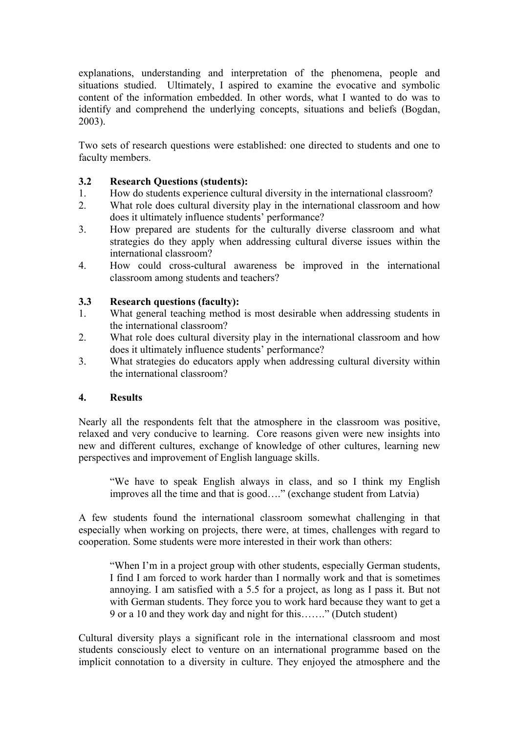explanations, understanding and interpretation of the phenomena, people and situations studied. Ultimately, I aspired to examine the evocative and symbolic content of the information embedded. In other words, what I wanted to do was to identify and comprehend the underlying concepts, situations and beliefs (Bogdan, 2003).

Two sets of research questions were established: one directed to students and one to faculty members.

### 3.2 Research Questions (students):

1. How do students experience cultural diversity in the international classroom?
2. What role does cultural diversity play in the international classroom and how does it ultimately influence students' performance?
3. How prepared are students for the culturally diverse classroom and what strategies do they apply when addressing cultural diverse issues within the international classroom?
4. How could cross-cultural awareness be improved in the international classroom among students and teachers?

### 3.3 Research questions (faculty):

1. What general teaching method is most desirable when addressing students in the international classroom?
2. What role does cultural diversity play in the international classroom and how does it ultimately influence students' performance?
3. What strategies do educators apply when addressing cultural diversity within the international classroom?

## 4. Results

Nearly all the respondents felt that the atmosphere in the classroom was positive, relaxed and very conducive to learning. Core reasons given were new insights into new and different cultures, exchange of knowledge of other cultures, learning new perspectives and improvement of English language skills.

> "We have to speak English always in class, and so I think my English improves all the time and that is good…." (exchange student from Latvia)

A few students found the international classroom somewhat challenging in that especially when working on projects, there were, at times, challenges with regard to cooperation. Some students were more interested in their work than others:

> "When I'm in a project group with other students, especially German students, I find I am forced to work harder than I normally work and that is sometimes annoying. I am satisfied with a 5.5 for a project, as long as I pass it. But not with German students. They force you to work hard because they want to get a 9 or a 10 and they work day and night for this……." (Dutch student)

Cultural diversity plays a significant role in the international classroom and most students consciously elect to venture on an international programme based on the implicit connotation to a diversity in culture. They enjoyed the atmosphere and the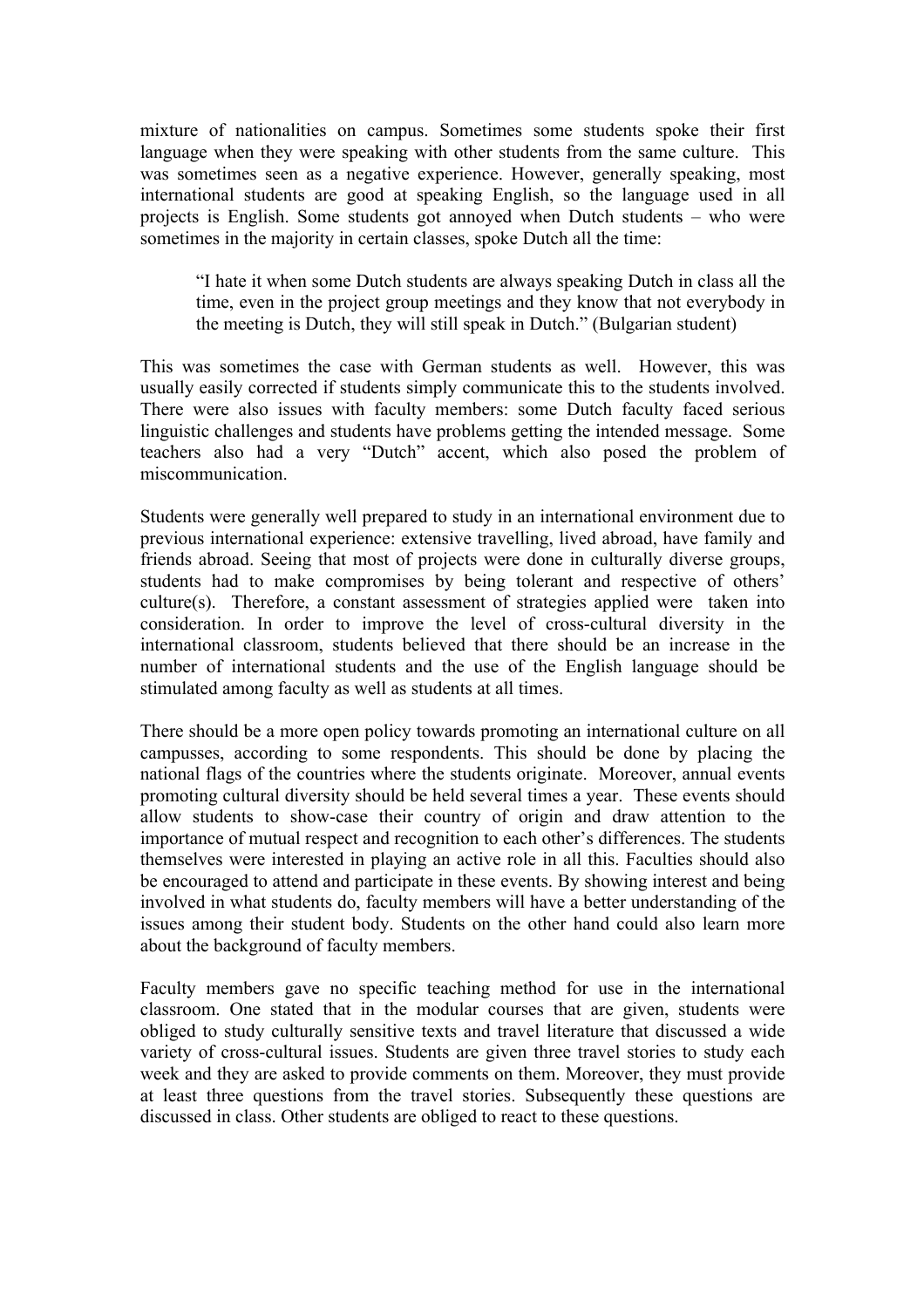mixture of nationalities on campus. Sometimes some students spoke their first language when they were speaking with other students from the same culture. This was sometimes seen as a negative experience. However, generally speaking, most international students are good at speaking English, so the language used in all projects is English. Some students got annoyed when Dutch students – who were sometimes in the majority in certain classes, spoke Dutch all the time:

> "I hate it when some Dutch students are always speaking Dutch in class all the time, even in the project group meetings and they know that not everybody in the meeting is Dutch, they will still speak in Dutch." (Bulgarian student)

This was sometimes the case with German students as well. However, this was usually easily corrected if students simply communicate this to the students involved. There were also issues with faculty members: some Dutch faculty faced serious linguistic challenges and students have problems getting the intended message. Some teachers also had a very "Dutch" accent, which also posed the problem of miscommunication.

Students were generally well prepared to study in an international environment due to previous international experience: extensive travelling, lived abroad, have family and friends abroad. Seeing that most of projects were done in culturally diverse groups, students had to make compromises by being tolerant and respective of others' culture(s). Therefore, a constant assessment of strategies applied were taken into consideration. In order to improve the level of cross-cultural diversity in the international classroom, students believed that there should be an increase in the number of international students and the use of the English language should be stimulated among faculty as well as students at all times.

There should be a more open policy towards promoting an international culture on all campusses, according to some respondents. This should be done by placing the national flags of the countries where the students originate. Moreover, annual events promoting cultural diversity should be held several times a year. These events should allow students to show-case their country of origin and draw attention to the importance of mutual respect and recognition to each other's differences. The students themselves were interested in playing an active role in all this. Faculties should also be encouraged to attend and participate in these events. By showing interest and being involved in what students do, faculty members will have a better understanding of the issues among their student body. Students on the other hand could also learn more about the background of faculty members.

Faculty members gave no specific teaching method for use in the international classroom. One stated that in the modular courses that are given, students were obliged to study culturally sensitive texts and travel literature that discussed a wide variety of cross-cultural issues. Students are given three travel stories to study each week and they are asked to provide comments on them. Moreover, they must provide at least three questions from the travel stories. Subsequently these questions are discussed in class. Other students are obliged to react to these questions.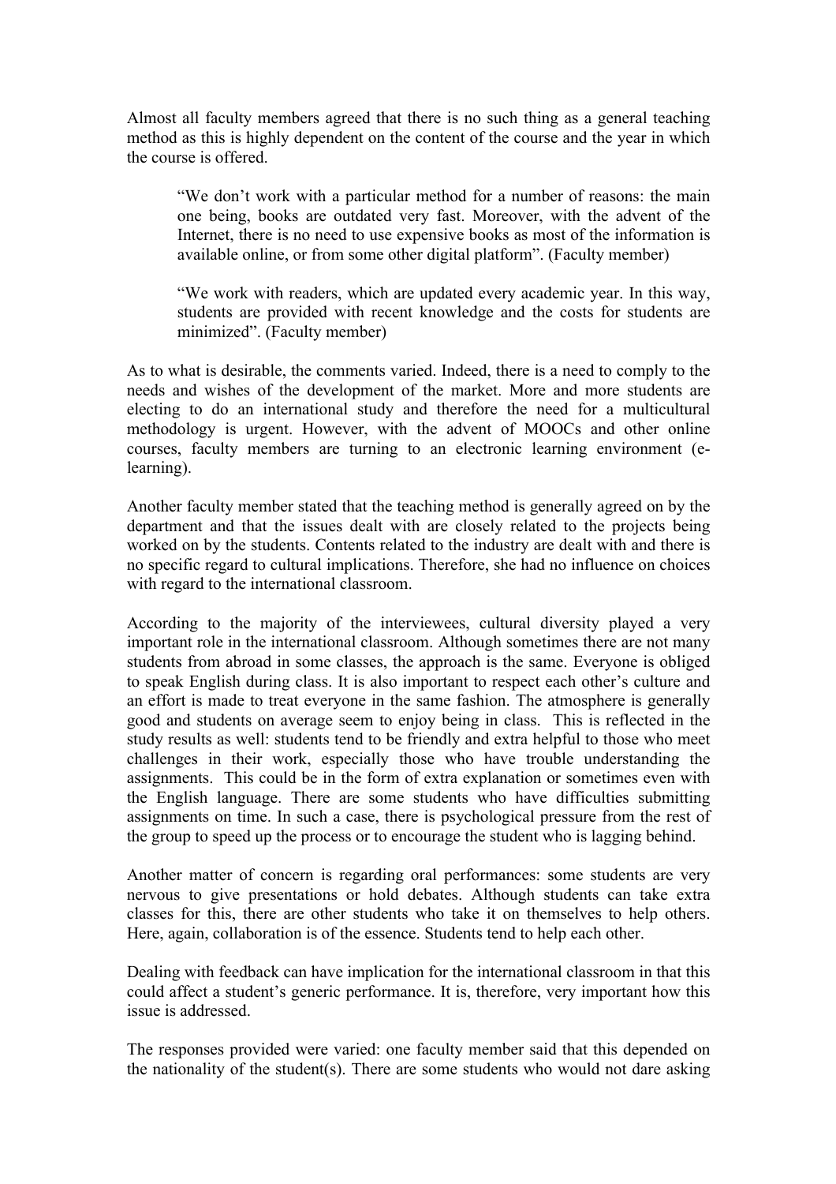Almost all faculty members agreed that there is no such thing as a general teaching method as this is highly dependent on the content of the course and the year in which the course is offered.

> "We don't work with a particular method for a number of reasons: the main one being, books are outdated very fast. Moreover, with the advent of the Internet, there is no need to use expensive books as most of the information is available online, or from some other digital platform". (Faculty member)

> "We work with readers, which are updated every academic year. In this way, students are provided with recent knowledge and the costs for students are minimized". (Faculty member)

As to what is desirable, the comments varied. Indeed, there is a need to comply to the needs and wishes of the development of the market. More and more students are electing to do an international study and therefore the need for a multicultural methodology is urgent. However, with the advent of MOOCs and other online courses, faculty members are turning to an electronic learning environment (e-learning).

Another faculty member stated that the teaching method is generally agreed on by the department and that the issues dealt with are closely related to the projects being worked on by the students. Contents related to the industry are dealt with and there is no specific regard to cultural implications. Therefore, she had no influence on choices with regard to the international classroom.

According to the majority of the interviewees, cultural diversity played a very important role in the international classroom. Although sometimes there are not many students from abroad in some classes, the approach is the same. Everyone is obliged to speak English during class. It is also important to respect each other's culture and an effort is made to treat everyone in the same fashion. The atmosphere is generally good and students on average seem to enjoy being in class. This is reflected in the study results as well: students tend to be friendly and extra helpful to those who meet challenges in their work, especially those who have trouble understanding the assignments. This could be in the form of extra explanation or sometimes even with the English language. There are some students who have difficulties submitting assignments on time. In such a case, there is psychological pressure from the rest of the group to speed up the process or to encourage the student who is lagging behind.

Another matter of concern is regarding oral performances: some students are very nervous to give presentations or hold debates. Although students can take extra classes for this, there are other students who take it on themselves to help others. Here, again, collaboration is of the essence. Students tend to help each other.

Dealing with feedback can have implication for the international classroom in that this could affect a student's generic performance. It is, therefore, very important how this issue is addressed.

The responses provided were varied: one faculty member said that this depended on the nationality of the student(s). There are some students who would not dare asking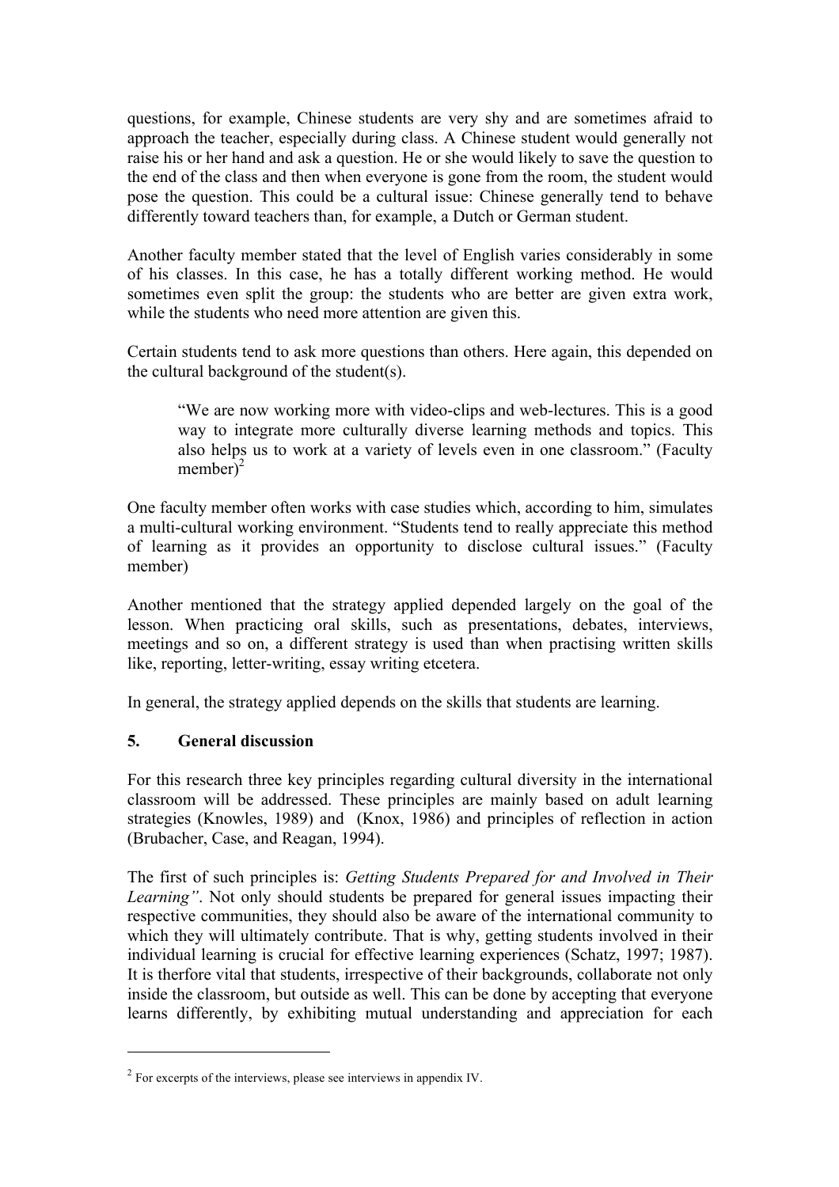questions, for example, Chinese students are very shy and are sometimes afraid to approach the teacher, especially during class. A Chinese student would generally not raise his or her hand and ask a question. He or she would likely to save the question to the end of the class and then when everyone is gone from the room, the student would pose the question. This could be a cultural issue: Chinese generally tend to behave differently toward teachers than, for example, a Dutch or German student.

Another faculty member stated that the level of English varies considerably in some of his classes. In this case, he has a totally different working method. He would sometimes even split the group: the students who are better are given extra work, while the students who need more attention are given this.

Certain students tend to ask more questions than others. Here again, this depended on the cultural background of the student(s).

> "We are now working more with video-clips and web-lectures. This is a good way to integrate more culturally diverse learning methods and topics. This also helps us to work at a variety of levels even in one classroom." (Faculty member)[2]

One faculty member often works with case studies which, according to him, simulates a multi-cultural working environment. "Students tend to really appreciate this method of learning as it provides an opportunity to disclose cultural issues." (Faculty member)

Another mentioned that the strategy applied depended largely on the goal of the lesson. When practicing oral skills, such as presentations, debates, interviews, meetings and so on, a different strategy is used than when practising written skills like, reporting, letter-writing, essay writing etcetera.

In general, the strategy applied depends on the skills that students are learning.

## 5. General discussion

For this research three key principles regarding cultural diversity in the international classroom will be addressed. These principles are mainly based on adult learning strategies (Knowles, 1989) and (Knox, 1986) and principles of reflection in action (Brubacher, Case, and Reagan, 1994).

The first of such principles is: *Getting Students Prepared for and Involved in Their Learning"*. Not only should students be prepared for general issues impacting their respective communities, they should also be aware of the international community to which they will ultimately contribute. That is why, getting students involved in their individual learning is crucial for effective learning experiences (Schatz, 1997; 1987). It is therfore vital that students, irrespective of their backgrounds, collaborate not only inside the classroom, but outside as well. This can be done by accepting that everyone learns differently, by exhibiting mutual understanding and appreciation for each

---

[2] For excerpts of the interviews, please see interviews in appendix IV.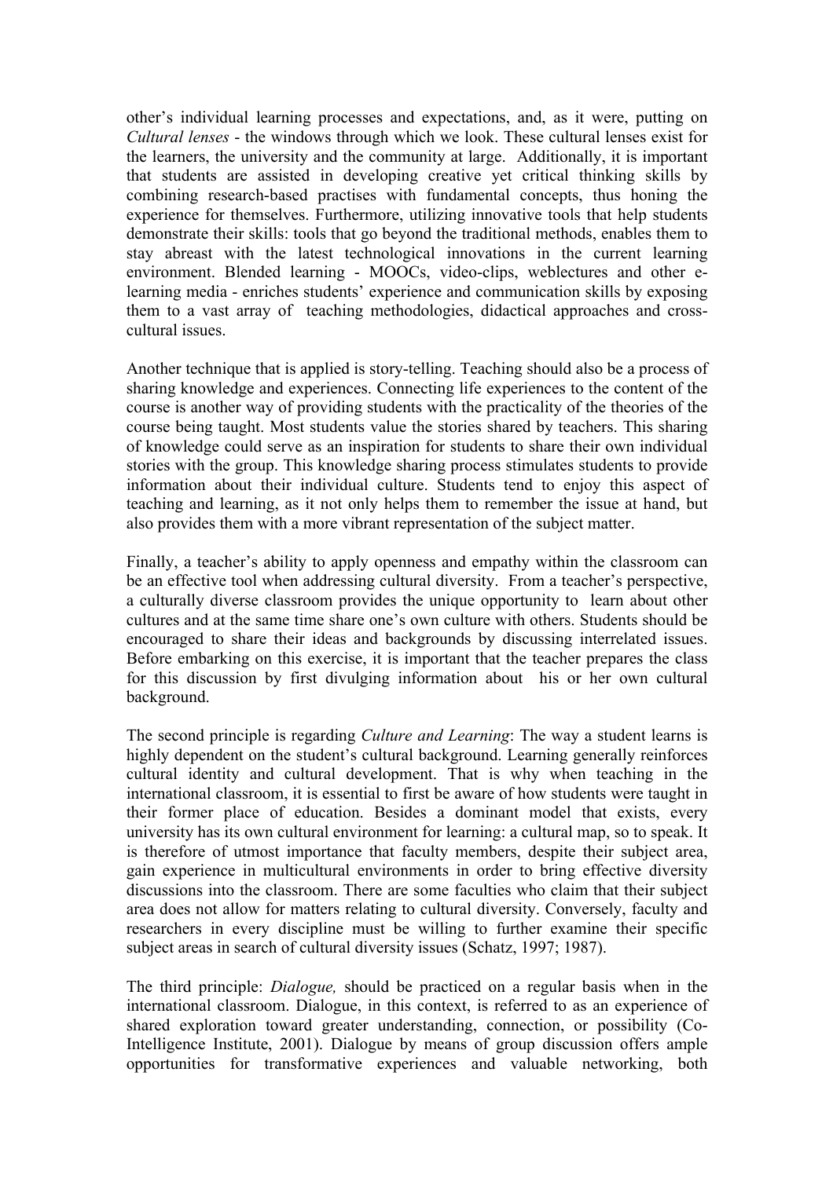other's individual learning processes and expectations, and, as it were, putting on *Cultural lenses* - the windows through which we look. These cultural lenses exist for the learners, the university and the community at large. Additionally, it is important that students are assisted in developing creative yet critical thinking skills by combining research-based practises with fundamental concepts, thus honing the experience for themselves. Furthermore, utilizing innovative tools that help students demonstrate their skills: tools that go beyond the traditional methods, enables them to stay abreast with the latest technological innovations in the current learning environment. Blended learning - MOOCs, video-clips, weblectures and other e-learning media - enriches students' experience and communication skills by exposing them to a vast array of teaching methodologies, didactical approaches and cross-cultural issues.

Another technique that is applied is story-telling. Teaching should also be a process of sharing knowledge and experiences. Connecting life experiences to the content of the course is another way of providing students with the practicality of the theories of the course being taught. Most students value the stories shared by teachers. This sharing of knowledge could serve as an inspiration for students to share their own individual stories with the group. This knowledge sharing process stimulates students to provide information about their individual culture. Students tend to enjoy this aspect of teaching and learning, as it not only helps them to remember the issue at hand, but also provides them with a more vibrant representation of the subject matter.

Finally, a teacher's ability to apply openness and empathy within the classroom can be an effective tool when addressing cultural diversity. From a teacher's perspective, a culturally diverse classroom provides the unique opportunity to learn about other cultures and at the same time share one's own culture with others. Students should be encouraged to share their ideas and backgrounds by discussing interrelated issues. Before embarking on this exercise, it is important that the teacher prepares the class for this discussion by first divulging information about his or her own cultural background.

The second principle is regarding *Culture and Learning*: The way a student learns is highly dependent on the student's cultural background. Learning generally reinforces cultural identity and cultural development. That is why when teaching in the international classroom, it is essential to first be aware of how students were taught in their former place of education. Besides a dominant model that exists, every university has its own cultural environment for learning: a cultural map, so to speak. It is therefore of utmost importance that faculty members, despite their subject area, gain experience in multicultural environments in order to bring effective diversity discussions into the classroom. There are some faculties who claim that their subject area does not allow for matters relating to cultural diversity. Conversely, faculty and researchers in every discipline must be willing to further examine their specific subject areas in search of cultural diversity issues (Schatz, 1997; 1987).

The third principle: *Dialogue,* should be practiced on a regular basis when in the international classroom. Dialogue, in this context, is referred to as an experience of shared exploration toward greater understanding, connection, or possibility (Co-Intelligence Institute, 2001). Dialogue by means of group discussion offers ample opportunities for transformative experiences and valuable networking, both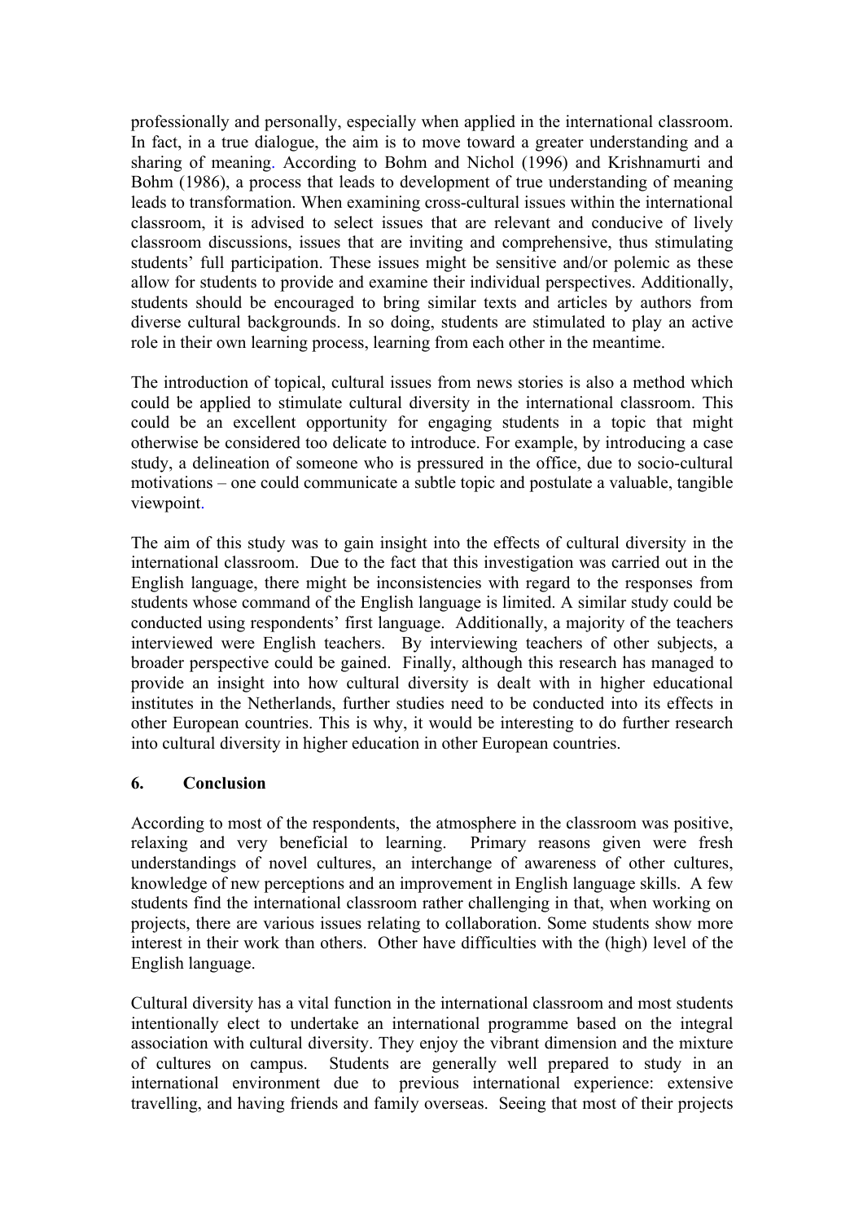professionally and personally, especially when applied in the international classroom. In fact, in a true dialogue, the aim is to move toward a greater understanding and a sharing of meaning. According to Bohm and Nichol (1996) and Krishnamurti and Bohm (1986), a process that leads to development of true understanding of meaning leads to transformation. When examining cross-cultural issues within the international classroom, it is advised to select issues that are relevant and conducive of lively classroom discussions, issues that are inviting and comprehensive, thus stimulating students' full participation. These issues might be sensitive and/or polemic as these allow for students to provide and examine their individual perspectives. Additionally, students should be encouraged to bring similar texts and articles by authors from diverse cultural backgrounds. In so doing, students are stimulated to play an active role in their own learning process, learning from each other in the meantime.

The introduction of topical, cultural issues from news stories is also a method which could be applied to stimulate cultural diversity in the international classroom. This could be an excellent opportunity for engaging students in a topic that might otherwise be considered too delicate to introduce. For example, by introducing a case study, a delineation of someone who is pressured in the office, due to socio-cultural motivations – one could communicate a subtle topic and postulate a valuable, tangible viewpoint.

The aim of this study was to gain insight into the effects of cultural diversity in the international classroom. Due to the fact that this investigation was carried out in the English language, there might be inconsistencies with regard to the responses from students whose command of the English language is limited. A similar study could be conducted using respondents' first language. Additionally, a majority of the teachers interviewed were English teachers. By interviewing teachers of other subjects, a broader perspective could be gained. Finally, although this research has managed to provide an insight into how cultural diversity is dealt with in higher educational institutes in the Netherlands, further studies need to be conducted into its effects in other European countries. This is why, it would be interesting to do further research into cultural diversity in higher education in other European countries.

## 6. Conclusion

According to most of the respondents, the atmosphere in the classroom was positive, relaxing and very beneficial to learning. Primary reasons given were fresh understandings of novel cultures, an interchange of awareness of other cultures, knowledge of new perceptions and an improvement in English language skills. A few students find the international classroom rather challenging in that, when working on projects, there are various issues relating to collaboration. Some students show more interest in their work than others. Other have difficulties with the (high) level of the English language.

Cultural diversity has a vital function in the international classroom and most students intentionally elect to undertake an international programme based on the integral association with cultural diversity. They enjoy the vibrant dimension and the mixture of cultures on campus. Students are generally well prepared to study in an international environment due to previous international experience: extensive travelling, and having friends and family overseas. Seeing that most of their projects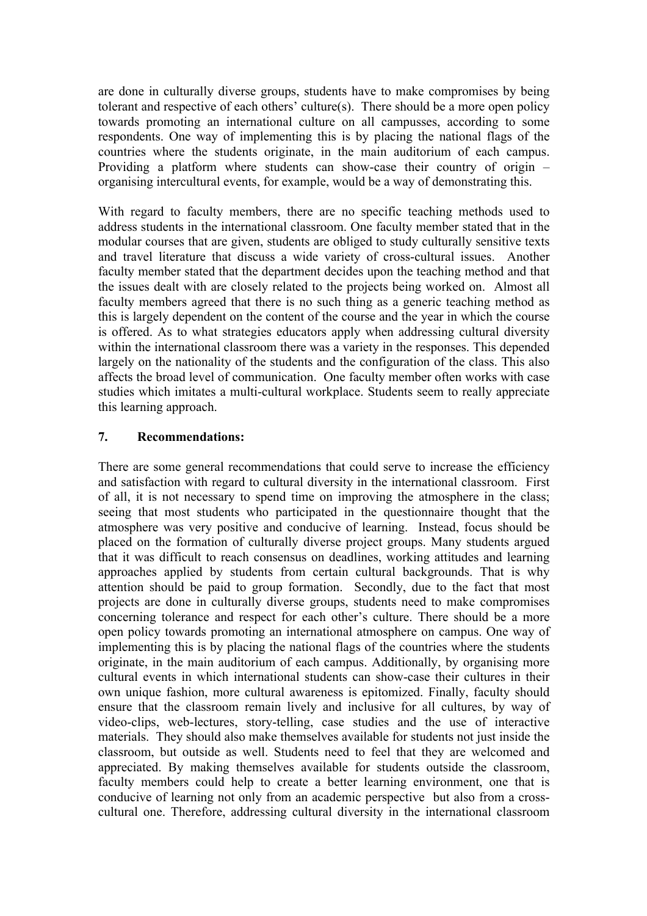are done in culturally diverse groups, students have to make compromises by being tolerant and respective of each others' culture(s). There should be a more open policy towards promoting an international culture on all campusses, according to some respondents. One way of implementing this is by placing the national flags of the countries where the students originate, in the main auditorium of each campus. Providing a platform where students can show-case their country of origin – organising intercultural events, for example, would be a way of demonstrating this.

With regard to faculty members, there are no specific teaching methods used to address students in the international classroom. One faculty member stated that in the modular courses that are given, students are obliged to study culturally sensitive texts and travel literature that discuss a wide variety of cross-cultural issues. Another faculty member stated that the department decides upon the teaching method and that the issues dealt with are closely related to the projects being worked on. Almost all faculty members agreed that there is no such thing as a generic teaching method as this is largely dependent on the content of the course and the year in which the course is offered. As to what strategies educators apply when addressing cultural diversity within the international classroom there was a variety in the responses. This depended largely on the nationality of the students and the configuration of the class. This also affects the broad level of communication. One faculty member often works with case studies which imitates a multi-cultural workplace. Students seem to really appreciate this learning approach.

## 7. Recommendations:

There are some general recommendations that could serve to increase the efficiency and satisfaction with regard to cultural diversity in the international classroom. First of all, it is not necessary to spend time on improving the atmosphere in the class; seeing that most students who participated in the questionnaire thought that the atmosphere was very positive and conducive of learning. Instead, focus should be placed on the formation of culturally diverse project groups. Many students argued that it was difficult to reach consensus on deadlines, working attitudes and learning approaches applied by students from certain cultural backgrounds. That is why attention should be paid to group formation. Secondly, due to the fact that most projects are done in culturally diverse groups, students need to make compromises concerning tolerance and respect for each other's culture. There should be a more open policy towards promoting an international atmosphere on campus. One way of implementing this is by placing the national flags of the countries where the students originate, in the main auditorium of each campus. Additionally, by organising more cultural events in which international students can show-case their cultures in their own unique fashion, more cultural awareness is epitomized. Finally, faculty should ensure that the classroom remain lively and inclusive for all cultures, by way of video-clips, web-lectures, story-telling, case studies and the use of interactive materials. They should also make themselves available for students not just inside the classroom, but outside as well. Students need to feel that they are welcomed and appreciated. By making themselves available for students outside the classroom, faculty members could help to create a better learning environment, one that is conducive of learning not only from an academic perspective but also from a cross-cultural one. Therefore, addressing cultural diversity in the international classroom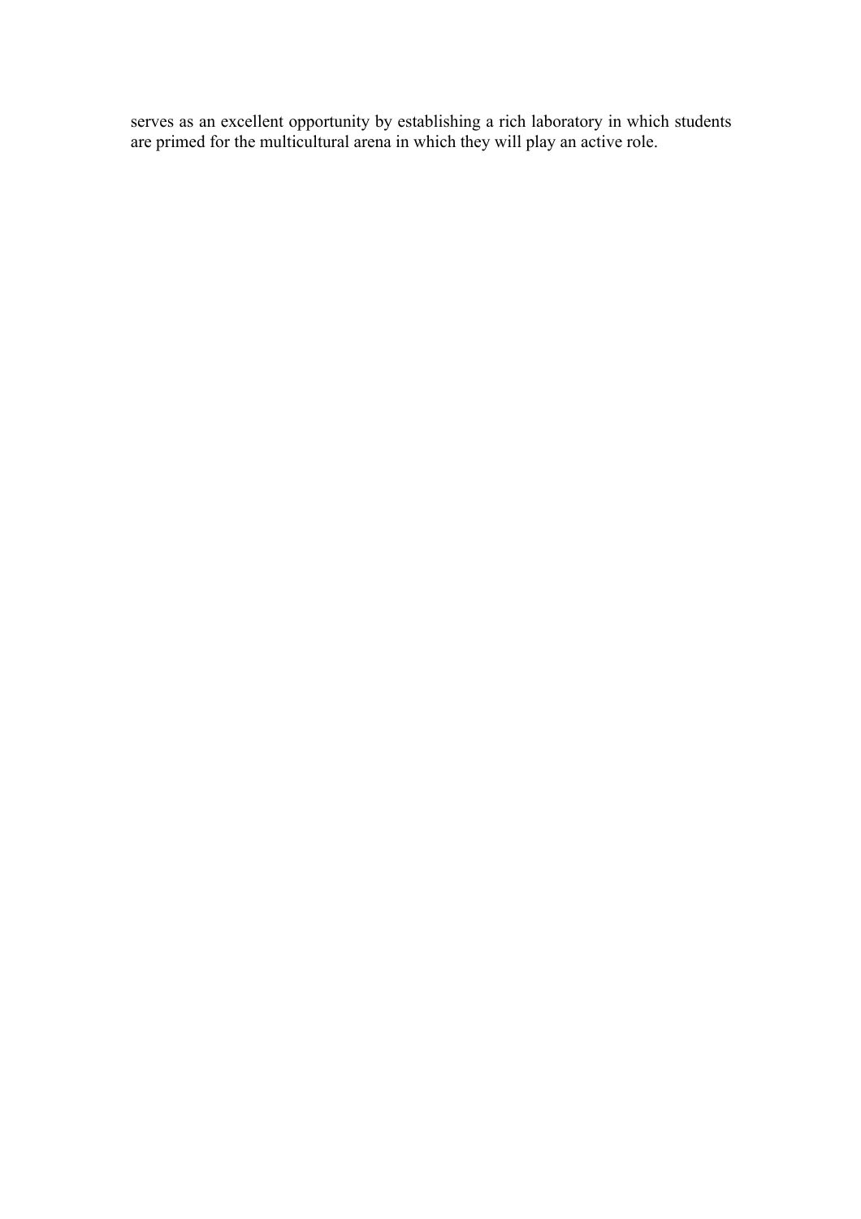serves as an excellent opportunity by establishing a rich laboratory in which students are primed for the multicultural arena in which they will play an active role.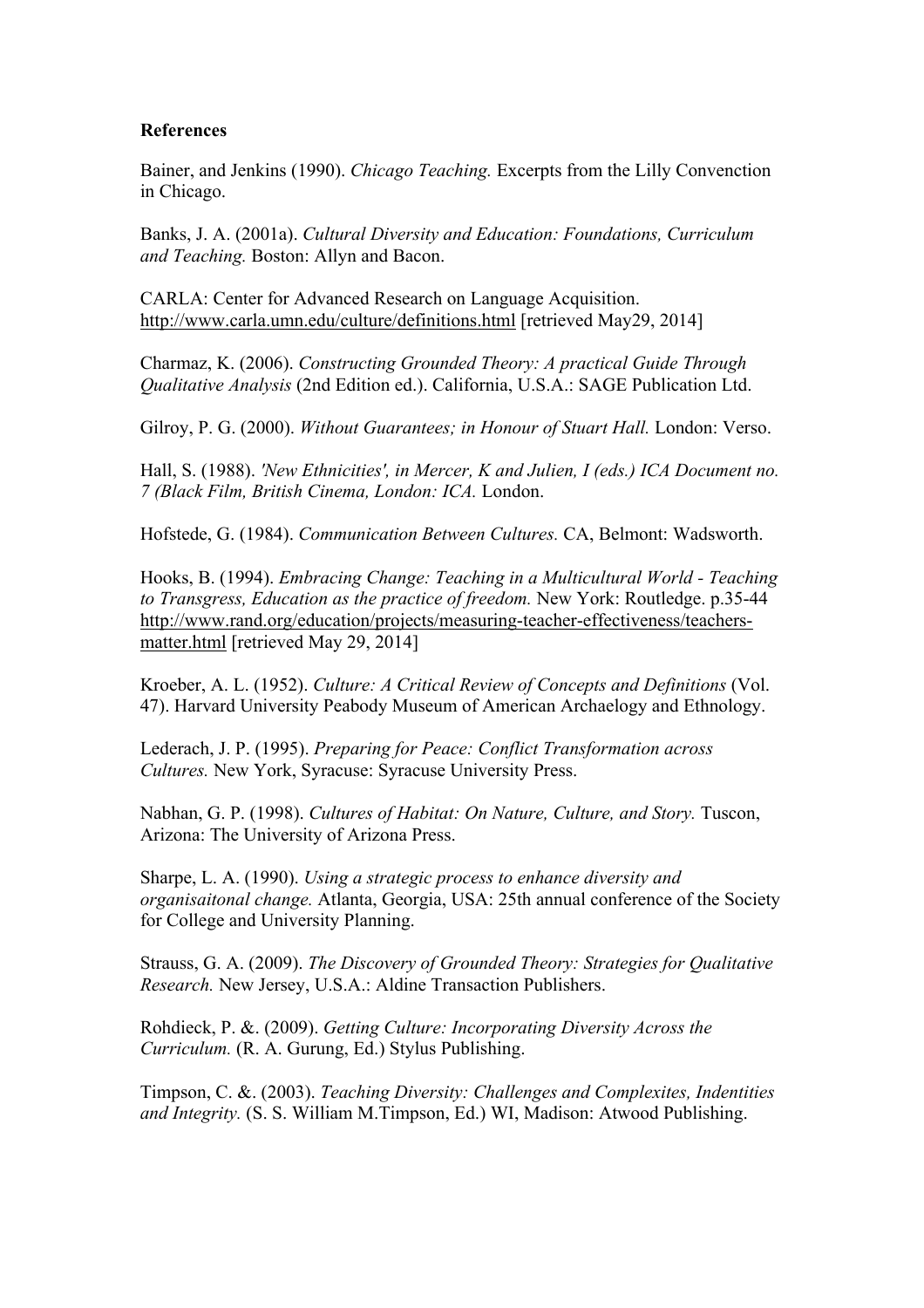**References**

Bainer, and Jenkins (1990). *Chicago Teaching.* Excerpts from the Lilly Convenction in Chicago.

Banks, J. A. (2001a). *Cultural Diversity and Education: Foundations, Curriculum and Teaching.* Boston: Allyn and Bacon.

CARLA: Center for Advanced Research on Language Acquisition. http://www.carla.umn.edu/culture/definitions.html [retrieved May29, 2014]

Charmaz, K. (2006). *Constructing Grounded Theory: A practical Guide Through Qualitative Analysis* (2nd Edition ed.). California, U.S.A.: SAGE Publication Ltd.

Gilroy, P. G. (2000). *Without Guarantees; in Honour of Stuart Hall.* London: Verso.

Hall, S. (1988). *'New Ethnicities', in Mercer, K and Julien, I (eds.) ICA Document no. 7 (Black Film, British Cinema, London: ICA.* London.

Hofstede, G. (1984). *Communication Between Cultures.* CA, Belmont: Wadsworth.

Hooks, B. (1994). *Embracing Change: Teaching in a Multicultural World - Teaching to Transgress, Education as the practice of freedom.* New York: Routledge. p.35-44 http://www.rand.org/education/projects/measuring-teacher-effectiveness/teachers-matter.html [retrieved May 29, 2014]

Kroeber, A. L. (1952). *Culture: A Critical Review of Concepts and Definitions* (Vol. 47). Harvard University Peabody Museum of American Archaelogy and Ethnology.

Lederach, J. P. (1995). *Preparing for Peace: Conflict Transformation across Cultures.* New York, Syracuse: Syracuse University Press.

Nabhan, G. P. (1998). *Cultures of Habitat: On Nature, Culture, and Story.* Tuscon, Arizona: The University of Arizona Press.

Sharpe, L. A. (1990). *Using a strategic process to enhance diversity and organisaitonal change.* Atlanta, Georgia, USA: 25th annual conference of the Society for College and University Planning.

Strauss, G. A. (2009). *The Discovery of Grounded Theory: Strategies for Qualitative Research.* New Jersey, U.S.A.: Aldine Transaction Publishers.

Rohdieck, P. &. (2009). *Getting Culture: Incorporating Diversity Across the Curriculum.* (R. A. Gurung, Ed.) Stylus Publishing.

Timpson, C. &. (2003). *Teaching Diversity: Challenges and Complexites, Indentities and Integrity.* (S. S. William M.Timpson, Ed.) WI, Madison: Atwood Publishing.